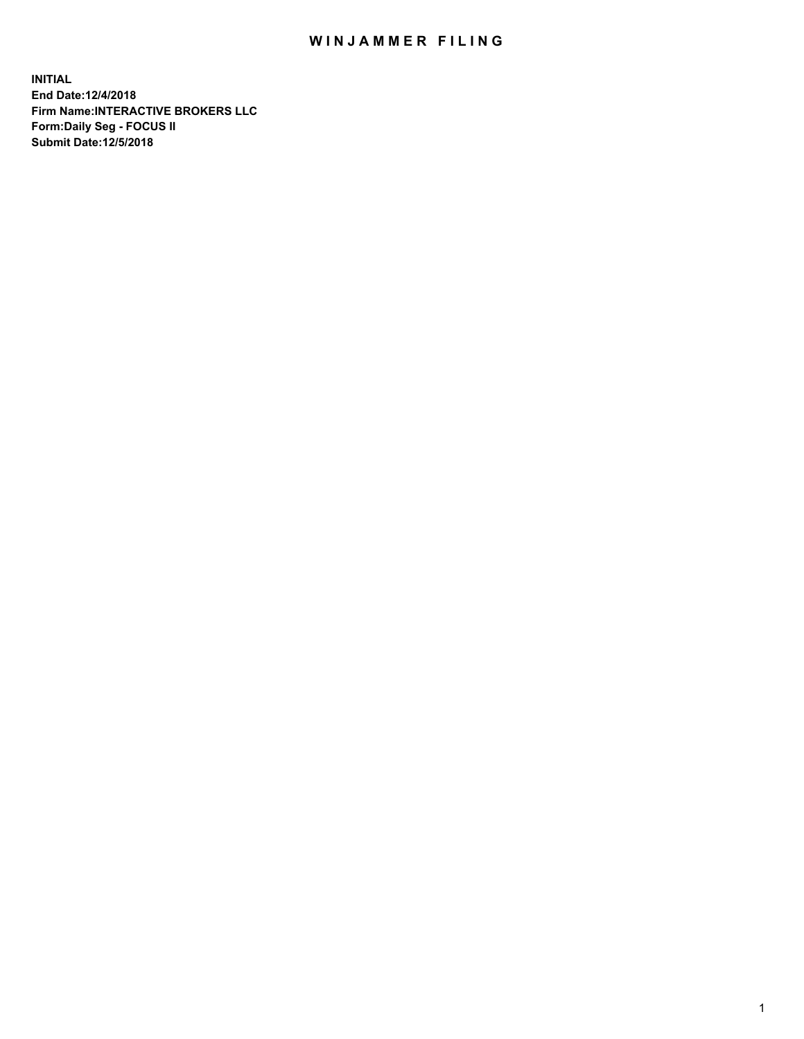# WINJAMMER FILING

**INITIAL**
**End Date:12/4/2018**
**Firm Name:INTERACTIVE BROKERS LLC**
**Form:Daily Seg - FOCUS II**
**Submit Date:12/5/2018**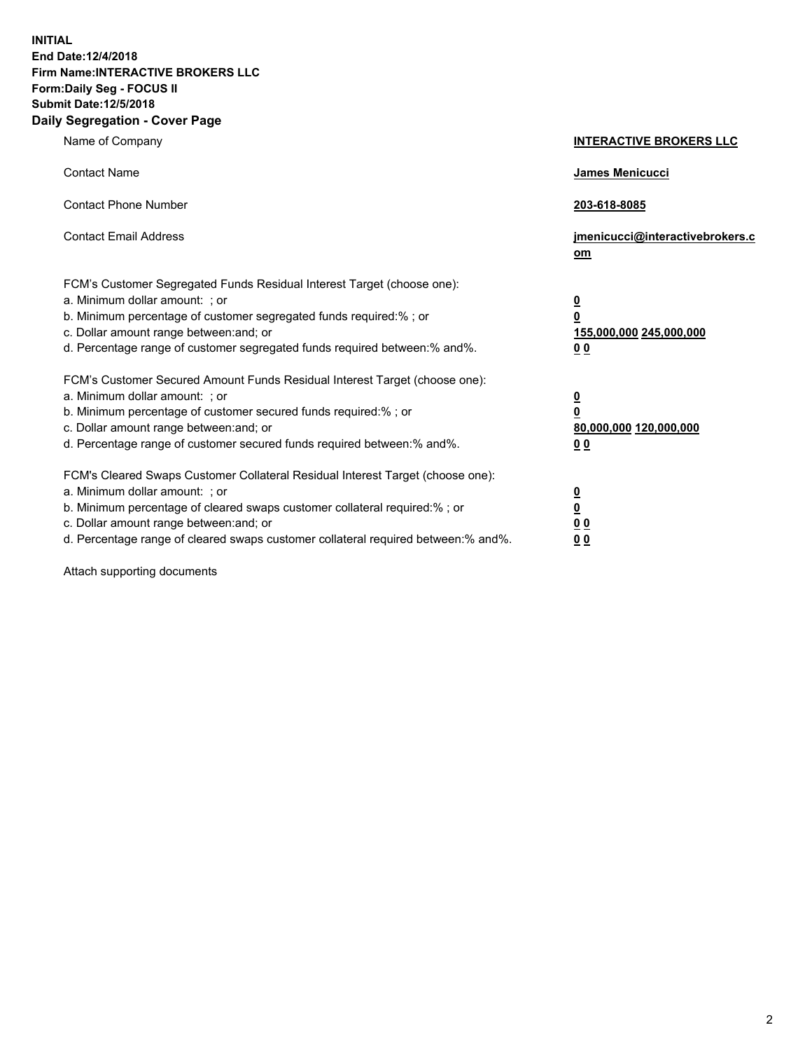**INITIAL**
**End Date:12/4/2018**
**Firm Name:INTERACTIVE BROKERS LLC**
**Form:Daily Seg - FOCUS II**
**Submit Date:12/5/2018**

## Daily Segregation - Cover Page

| | |
|---|---|
| Name of Company | **INTERACTIVE BROKERS LLC** |
| Contact Name | **James Menicucci** |
| Contact Phone Number | **203-618-8085** |
| Contact Email Address | **jmenicucci@interactivebrokers.com** |

FCM's Customer Segregated Funds Residual Interest Target (choose one):

| | |
|---|---|
| a. Minimum dollar amount: ; or | **0** |
| b. Minimum percentage of customer segregated funds required:% ; or | **0** |
| c. Dollar amount range between:and; or | **155,000,000 245,000,000** |
| d. Percentage range of customer segregated funds required between:% and%. | **0 0** |

FCM's Customer Secured Amount Funds Residual Interest Target (choose one):

| | |
|---|---|
| a. Minimum dollar amount: ; or | **0** |
| b. Minimum percentage of customer secured funds required:% ; or | **0** |
| c. Dollar amount range between:and; or | **80,000,000 120,000,000** |
| d. Percentage range of customer secured funds required between:% and%. | **0 0** |

FCM's Cleared Swaps Customer Collateral Residual Interest Target (choose one):

| | |
|---|---|
| a. Minimum dollar amount: ; or | **0** |
| b. Minimum percentage of cleared swaps customer collateral required:% ; or | **0** |
| c. Dollar amount range between:and; or | **0 0** |
| d. Percentage range of cleared swaps customer collateral required between:% and%. | **0 0** |

Attach supporting documents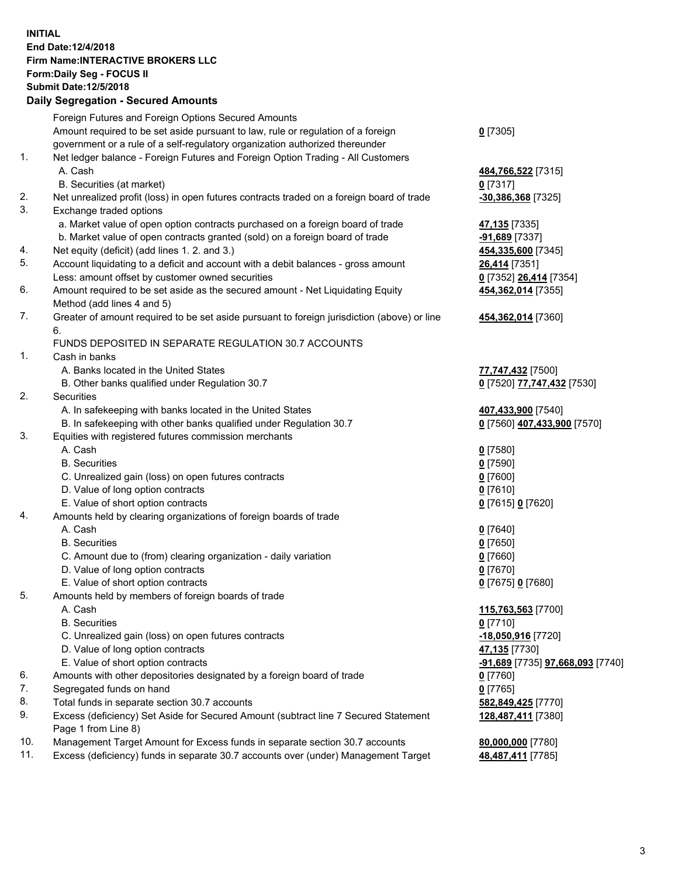**INITIAL**
**End Date:12/4/2018**
**Firm Name:INTERACTIVE BROKERS LLC**
**Form:Daily Seg - FOCUS II**
**Submit Date:12/5/2018**

## Daily Segregation - Secured Amounts

| | | |
|---|---|---|
| | Foreign Futures and Foreign Options Secured Amounts | |
| | Amount required to be set aside pursuant to law, rule or regulation of a foreign government or a rule of a self-regulatory organization authorized thereunder | **0** [7305] |
| 1. | Net ledger balance - Foreign Futures and Foreign Option Trading - All Customers | |
| | A. Cash | **484,766,522** [7315] |
| | B. Securities (at market) | **0** [7317] |
| 2. | Net unrealized profit (loss) in open futures contracts traded on a foreign board of trade | **-30,386,368** [7325] |
| 3. | Exchange traded options | |
| | a. Market value of open option contracts purchased on a foreign board of trade | **47,135** [7335] |
| | b. Market value of open contracts granted (sold) on a foreign board of trade | **-91,689** [7337] |
| 4. | Net equity (deficit) (add lines 1. 2. and 3.) | **454,335,600** [7345] |
| 5. | Account liquidating to a deficit and account with a debit balances - gross amount | **26,414** [7351] |
| | Less: amount offset by customer owned securities | **0** [7352] **26,414** [7354] |
| 6. | Amount required to be set aside as the secured amount - Net Liquidating Equity Method (add lines 4 and 5) | **454,362,014** [7355] |
| 7. | Greater of amount required to be set aside pursuant to foreign jurisdiction (above) or line 6. | **454,362,014** [7360] |
| | FUNDS DEPOSITED IN SEPARATE REGULATION 30.7 ACCOUNTS | |
| 1. | Cash in banks | |
| | A. Banks located in the United States | **77,747,432** [7500] |
| | B. Other banks qualified under Regulation 30.7 | **0** [7520] **77,747,432** [7530] |
| 2. | Securities | |
| | A. In safekeeping with banks located in the United States | **407,433,900** [7540] |
| | B. In safekeeping with other banks qualified under Regulation 30.7 | **0** [7560] **407,433,900** [7570] |
| 3. | Equities with registered futures commission merchants | |
| | A. Cash | **0** [7580] |
| | B. Securities | **0** [7590] |
| | C. Unrealized gain (loss) on open futures contracts | **0** [7600] |
| | D. Value of long option contracts | **0** [7610] |
| | E. Value of short option contracts | **0** [7615] **0** [7620] |
| 4. | Amounts held by clearing organizations of foreign boards of trade | |
| | A. Cash | **0** [7640] |
| | B. Securities | **0** [7650] |
| | C. Amount due to (from) clearing organization - daily variation | **0** [7660] |
| | D. Value of long option contracts | **0** [7670] |
| | E. Value of short option contracts | **0** [7675] **0** [7680] |
| 5. | Amounts held by members of foreign boards of trade | |
| | A. Cash | **115,763,563** [7700] |
| | B. Securities | **0** [7710] |
| | C. Unrealized gain (loss) on open futures contracts | **-18,050,916** [7720] |
| | D. Value of long option contracts | **47,135** [7730] |
| | E. Value of short option contracts | **-91,689** [7735] **97,668,093** [7740] |
| 6. | Amounts with other depositories designated by a foreign board of trade | **0** [7760] |
| 7. | Segregated funds on hand | **0** [7765] |
| 8. | Total funds in separate section 30.7 accounts | **582,849,425** [7770] |
| 9. | Excess (deficiency) Set Aside for Secured Amount (subtract line 7 Secured Statement Page 1 from Line 8) | **128,487,411** [7380] |
| 10. | Management Target Amount for Excess funds in separate section 30.7 accounts | **80,000,000** [7780] |
| 11. | Excess (deficiency) funds in separate 30.7 accounts over (under) Management Target | **48,487,411** [7785] |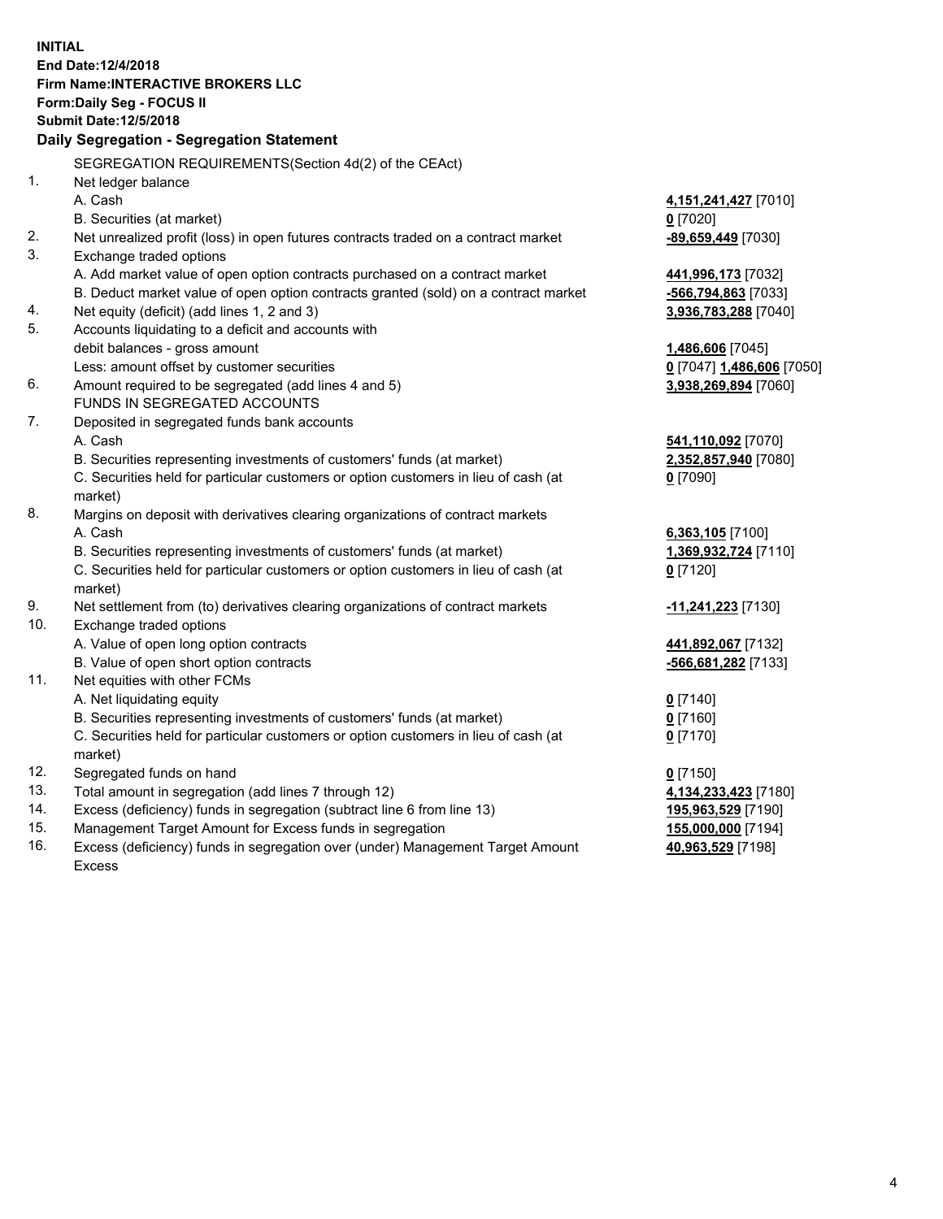**INITIAL**
**End Date:12/4/2018**
**Firm Name:INTERACTIVE BROKERS LLC**
**Form:Daily Seg - FOCUS II**
**Submit Date:12/5/2018**

## Daily Segregation - Segregation Statement

| | | |
|---|---|---|
| | SEGREGATION REQUIREMENTS(Section 4d(2) of the CEAct) | |
| 1. | Net ledger balance | |
| | A. Cash | **4,151,241,427** [7010] |
| | B. Securities (at market) | **0** [7020] |
| 2. | Net unrealized profit (loss) in open futures contracts traded on a contract market | **-89,659,449** [7030] |
| 3. | Exchange traded options | |
| | A. Add market value of open option contracts purchased on a contract market | **441,996,173** [7032] |
| | B. Deduct market value of open option contracts granted (sold) on a contract market | **-566,794,863** [7033] |
| 4. | Net equity (deficit) (add lines 1, 2 and 3) | **3,936,783,288** [7040] |
| 5. | Accounts liquidating to a deficit and accounts with debit balances - gross amount | **1,486,606** [7045] |
| | Less: amount offset by customer securities | **0** [7047] **1,486,606** [7050] |
| 6. | Amount required to be segregated (add lines 4 and 5) | **3,938,269,894** [7060] |
| | FUNDS IN SEGREGATED ACCOUNTS | |
| 7. | Deposited in segregated funds bank accounts | |
| | A. Cash | **541,110,092** [7070] |
| | B. Securities representing investments of customers' funds (at market) | **2,352,857,940** [7080] |
| | C. Securities held for particular customers or option customers in lieu of cash (at market) | **0** [7090] |
| 8. | Margins on deposit with derivatives clearing organizations of contract markets | |
| | A. Cash | **6,363,105** [7100] |
| | B. Securities representing investments of customers' funds (at market) | **1,369,932,724** [7110] |
| | C. Securities held for particular customers or option customers in lieu of cash (at market) | **0** [7120] |
| 9. | Net settlement from (to) derivatives clearing organizations of contract markets | **-11,241,223** [7130] |
| 10. | Exchange traded options | |
| | A. Value of open long option contracts | **441,892,067** [7132] |
| | B. Value of open short option contracts | **-566,681,282** [7133] |
| 11. | Net equities with other FCMs | |
| | A. Net liquidating equity | **0** [7140] |
| | B. Securities representing investments of customers' funds (at market) | **0** [7160] |
| | C. Securities held for particular customers or option customers in lieu of cash (at market) | **0** [7170] |
| 12. | Segregated funds on hand | **0** [7150] |
| 13. | Total amount in segregation (add lines 7 through 12) | **4,134,233,423** [7180] |
| 14. | Excess (deficiency) funds in segregation (subtract line 6 from line 13) | **195,963,529** [7190] |
| 15. | Management Target Amount for Excess funds in segregation | **155,000,000** [7194] |
| 16. | Excess (deficiency) funds in segregation over (under) Management Target Amount Excess | **40,963,529** [7198] |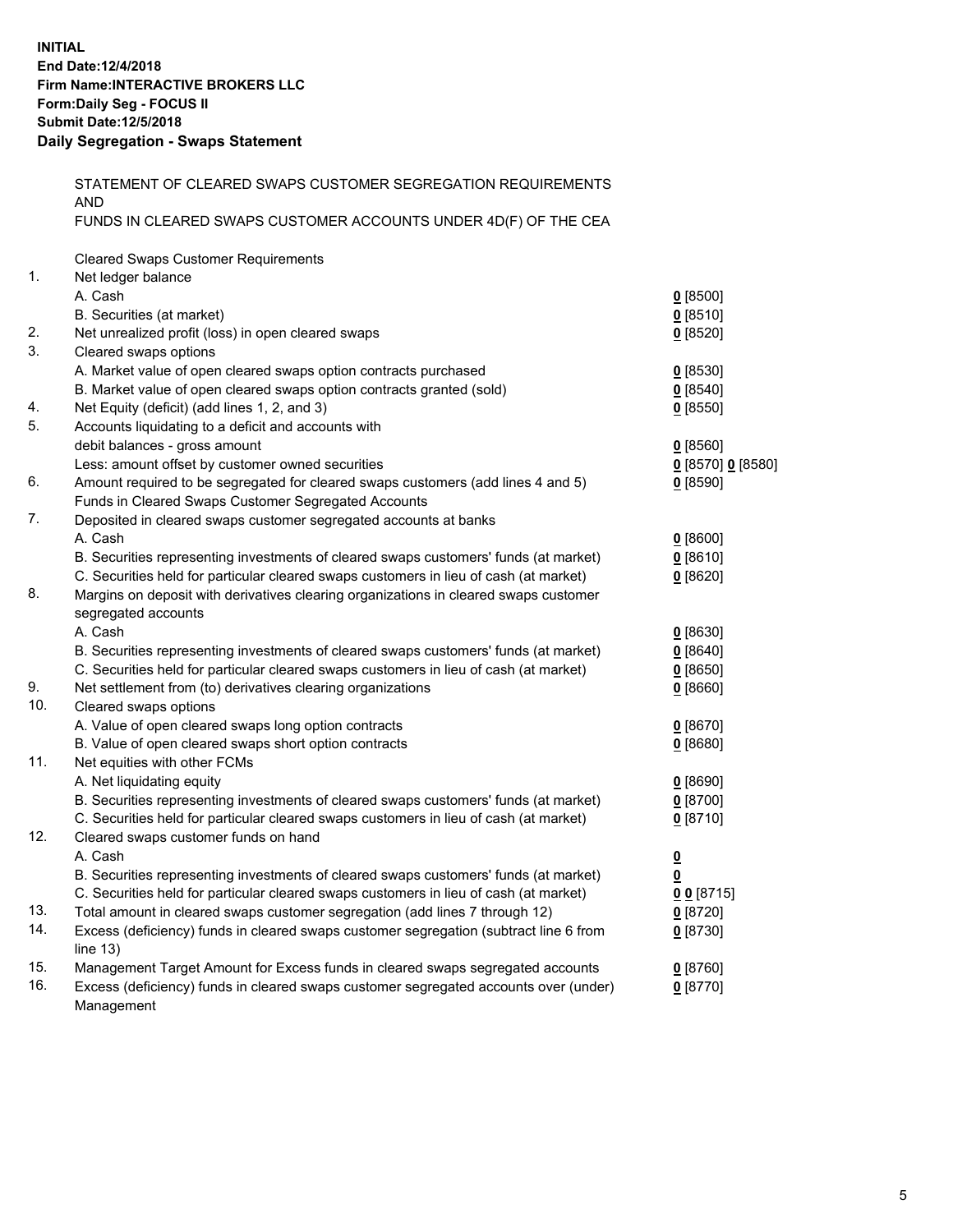**INITIAL**
**End Date:12/4/2018**
**Firm Name:INTERACTIVE BROKERS LLC**
**Form:Daily Seg - FOCUS II**
**Submit Date:12/5/2018**
**Daily Segregation - Swaps Statement**

STATEMENT OF CLEARED SWAPS CUSTOMER SEGREGATION REQUIREMENTS AND FUNDS IN CLEARED SWAPS CUSTOMER ACCOUNTS UNDER 4D(F) OF THE CEA

| | | |
|---|---|---|
| | Cleared Swaps Customer Requirements | |
| 1. | Net ledger balance | |
| | A. Cash | 0 [8500] |
| | B. Securities (at market) | 0 [8510] |
| 2. | Net unrealized profit (loss) in open cleared swaps | 0 [8520] |
| 3. | Cleared swaps options | |
| | A. Market value of open cleared swaps option contracts purchased | 0 [8530] |
| | B. Market value of open cleared swaps option contracts granted (sold) | 0 [8540] |
| 4. | Net Equity (deficit) (add lines 1, 2, and 3) | 0 [8550] |
| 5. | Accounts liquidating to a deficit and accounts with debit balances - gross amount | 0 [8560] |
| | Less: amount offset by customer owned securities | 0 [8570] 0 [8580] |
| 6. | Amount required to be segregated for cleared swaps customers (add lines 4 and 5) | 0 [8590] |
| | Funds in Cleared Swaps Customer Segregated Accounts | |
| 7. | Deposited in cleared swaps customer segregated accounts at banks | |
| | A. Cash | 0 [8600] |
| | B. Securities representing investments of cleared swaps customers' funds (at market) | 0 [8610] |
| | C. Securities held for particular cleared swaps customers in lieu of cash (at market) | 0 [8620] |
| 8. | Margins on deposit with derivatives clearing organizations in cleared swaps customer segregated accounts | |
| | A. Cash | 0 [8630] |
| | B. Securities representing investments of cleared swaps customers' funds (at market) | 0 [8640] |
| | C. Securities held for particular cleared swaps customers in lieu of cash (at market) | 0 [8650] |
| 9. | Net settlement from (to) derivatives clearing organizations | 0 [8660] |
| 10. | Cleared swaps options | |
| | A. Value of open cleared swaps long option contracts | 0 [8670] |
| | B. Value of open cleared swaps short option contracts | 0 [8680] |
| 11. | Net equities with other FCMs | |
| | A. Net liquidating equity | 0 [8690] |
| | B. Securities representing investments of cleared swaps customers' funds (at market) | 0 [8700] |
| | C. Securities held for particular cleared swaps customers in lieu of cash (at market) | 0 [8710] |
| 12. | Cleared swaps customer funds on hand | |
| | A. Cash | 0 |
| | B. Securities representing investments of cleared swaps customers' funds (at market) | 0 |
| | C. Securities held for particular cleared swaps customers in lieu of cash (at market) | 0 0 [8715] |
| 13. | Total amount in cleared swaps customer segregation (add lines 7 through 12) | 0 [8720] |
| 14. | Excess (deficiency) funds in cleared swaps customer segregation (subtract line 6 from line 13) | 0 [8730] |
| 15. | Management Target Amount for Excess funds in cleared swaps segregated accounts | 0 [8760] |
| 16. | Excess (deficiency) funds in cleared swaps customer segregated accounts over (under) Management | 0 [8770] |